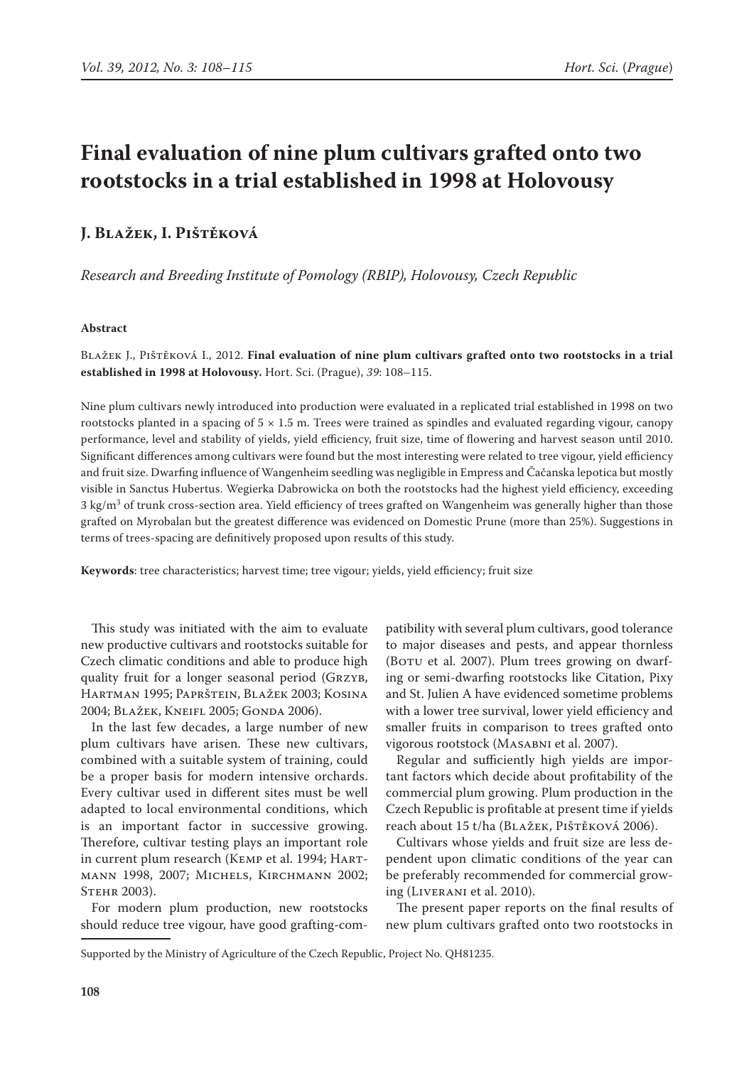# Final evaluation of nine plum cultivars grafted onto two rootstocks in a trial established in 1998 at Holovousy

## J. Blažek, I. Pištěková

*Research and Breeding Institute of Pomology (RBIP), Holovousy, Czech Republic*

**Abstract**

Blažek J., Pištěková I., 2012. **Final evaluation of nine plum cultivars grafted onto two rootstocks in a trial established in 1998 at Holovousy.** Hort. Sci. (Prague), *39*: 108–115.

Nine plum cultivars newly introduced into production were evaluated in a replicated trial established in 1998 on two rootstocks planted in a spacing of 5 × 1.5 m. Trees were trained as spindles and evaluated regarding vigour, canopy performance, level and stability of yields, yield efficiency, fruit size, time of flowering and harvest season until 2010. Significant differences among cultivars were found but the most interesting were related to tree vigour, yield efficiency and fruit size. Dwarfing influence of Wangenheim seedling was negligible in Empress and Čačanska lepotica but mostly visible in Sanctus Hubertus. Wegierka Dabrowicka on both the rootstocks had the highest yield efficiency, exceeding 3 kg/m$^3$ of trunk cross-section area. Yield efficiency of trees grafted on Wangenheim was generally higher than those grafted on Myrobalan but the greatest difference was evidenced on Domestic Prune (more than 25%). Suggestions in terms of trees-spacing are definitively proposed upon results of this study.

**Keywords**: tree characteristics; harvest time; tree vigour; yields, yield efficiency; fruit size

This study was initiated with the aim to evaluate new productive cultivars and rootstocks suitable for Czech climatic conditions and able to produce high quality fruit for a longer seasonal period (Grzyb, Hartman 1995; Paprštein, Blažek 2003; Kosina 2004; Blažek, Kneifl 2005; Gonda 2006).

In the last few decades, a large number of new plum cultivars have arisen. These new cultivars, combined with a suitable system of training, could be a proper basis for modern intensive orchards. Every cultivar used in different sites must be well adapted to local environmental conditions, which is an important factor in successive growing. Therefore, cultivar testing plays an important role in current plum research (Kemp et al. 1994; Hartmann 1998, 2007; Michels, Kirchmann 2002; Stehr 2003).

For modern plum production, new rootstocks should reduce tree vigour, have good grafting-compatibility with several plum cultivars, good tolerance to major diseases and pests, and appear thornless (Botu et al. 2007). Plum trees growing on dwarfing or semi-dwarfing rootstocks like Citation, Pixy and St. Julien A have evidenced sometime problems with a lower tree survival, lower yield efficiency and smaller fruits in comparison to trees grafted onto vigorous rootstock (Masabni et al. 2007).

Regular and sufficiently high yields are important factors which decide about profitability of the commercial plum growing. Plum production in the Czech Republic is profitable at present time if yields reach about 15 t/ha (Blažek, Pištěková 2006).

Cultivars whose yields and fruit size are less dependent upon climatic conditions of the year can be preferably recommended for commercial growing (Liverani et al. 2010).

The present paper reports on the final results of new plum cultivars grafted onto two rootstocks in

Supported by the Ministry of Agriculture of the Czech Republic, Project No. QH81235.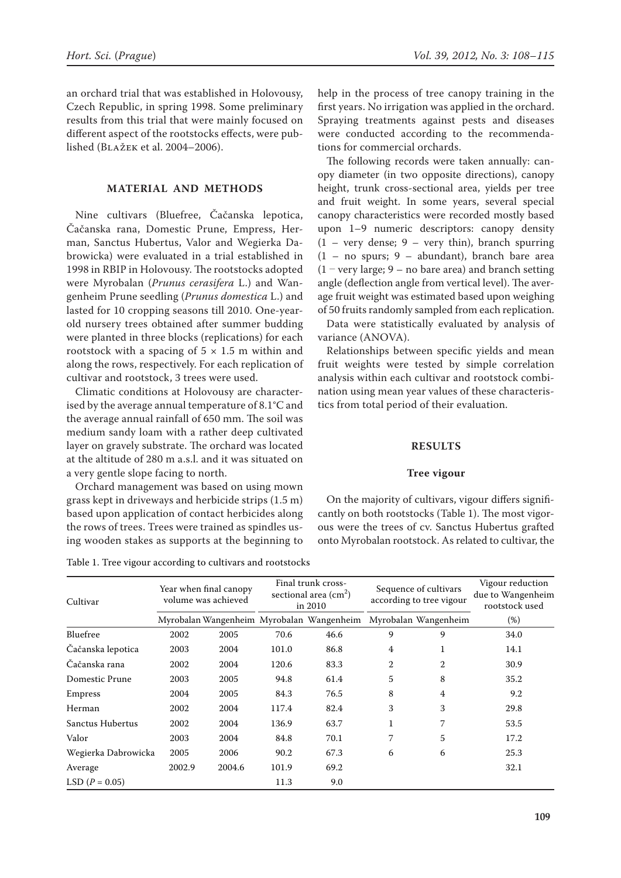an orchard trial that was established in Holovousy, Czech Republic, in spring 1998. Some preliminary results from this trial that were mainly focused on different aspect of the rootstocks effects, were published (Blažek et al. 2004–2006).

## MATERIAL AND METHODS

Nine cultivars (Bluefree, Čačanska lepotica, Čačanska rana, Domestic Prune, Empress, Herman, Sanctus Hubertus, Valor and Wegierka Dabrowicka) were evaluated in a trial established in 1998 in RBIP in Holovousy. The rootstocks adopted were Myrobalan (*Prunus cerasifera* L.) and Wangenheim Prune seedling (*Prunus domestica* L.) and lasted for 10 cropping seasons till 2010. One-year-old nursery trees obtained after summer budding were planted in three blocks (replications) for each rootstock with a spacing of 5 × 1.5 m within and along the rows, respectively. For each replication of cultivar and rootstock, 3 trees were used.

Climatic conditions at Holovousy are characterised by the average annual temperature of 8.1°C and the average annual rainfall of 650 mm. The soil was medium sandy loam with a rather deep cultivated layer on gravely substrate. The orchard was located at the altitude of 280 m a.s.l. and it was situated on a very gentle slope facing to north.

Orchard management was based on using mown grass kept in driveways and herbicide strips (1.5 m) based upon application of contact herbicides along the rows of trees. Trees were trained as spindles using wooden stakes as supports at the beginning to help in the process of tree canopy training in the first years. No irrigation was applied in the orchard. Spraying treatments against pests and diseases were conducted according to the recommendations for commercial orchards.

The following records were taken annually: canopy diameter (in two opposite directions), canopy height, trunk cross-sectional area, yields per tree and fruit weight. In some years, several special canopy characteristics were recorded mostly based upon 1–9 numeric descriptors: canopy density (1 – very dense; 9 – very thin), branch spurring (1 – no spurs; 9 – abundant), branch bare area (1 – very large; 9 – no bare area) and branch setting angle (deflection angle from vertical level). The average fruit weight was estimated based upon weighing of 50 fruits randomly sampled from each replication.

Data were statistically evaluated by analysis of variance (ANOVA).

Relationships between specific yields and mean fruit weights were tested by simple correlation analysis within each cultivar and rootstock combination using mean year values of these characteristics from total period of their evaluation.

## RESULTS

### Tree vigour

On the majority of cultivars, vigour differs significantly on both rootstocks (Table 1). The most vigorous were the trees of cv. Sanctus Hubertus grafted onto Myrobalan rootstock. As related to cultivar, the

Table 1. Tree vigour according to cultivars and rootstocks

| Cultivar | Year when final canopy volume was achieved | | Final trunk cross-sectional area ($cm^2$) in 2010 | | Sequence of cultivars according to tree vigour | | Vigour reduction due to Wangenheim rootstock used |
|---|---|---|---|---|---|---|---|
| | Myrobalan | Wangenheim | Myrobalan | Wangenheim | Myrobalan | Wangenheim | (%) |
| Bluefree | 2002 | 2005 | 70.6 | 46.6 | 9 | 9 | 34.0 |
| Čačanska lepotica | 2003 | 2004 | 101.0 | 86.8 | 4 | 1 | 14.1 |
| Čačanska rana | 2002 | 2004 | 120.6 | 83.3 | 2 | 2 | 30.9 |
| Domestic Prune | 2003 | 2005 | 94.8 | 61.4 | 5 | 8 | 35.2 |
| Empress | 2004 | 2005 | 84.3 | 76.5 | 8 | 4 | 9.2 |
| Herman | 2002 | 2004 | 117.4 | 82.4 | 3 | 3 | 29.8 |
| Sanctus Hubertus | 2002 | 2004 | 136.9 | 63.7 | 1 | 7 | 53.5 |
| Valor | 2003 | 2004 | 84.8 | 70.1 | 7 | 5 | 17.2 |
| Wegierka Dabrowicka | 2005 | 2006 | 90.2 | 67.3 | 6 | 6 | 25.3 |
| Average | 2002.9 | 2004.6 | 101.9 | 69.2 | | | 32.1 |
| LSD ($P = 0.05$) | | | 11.3 | 9.0 | | | |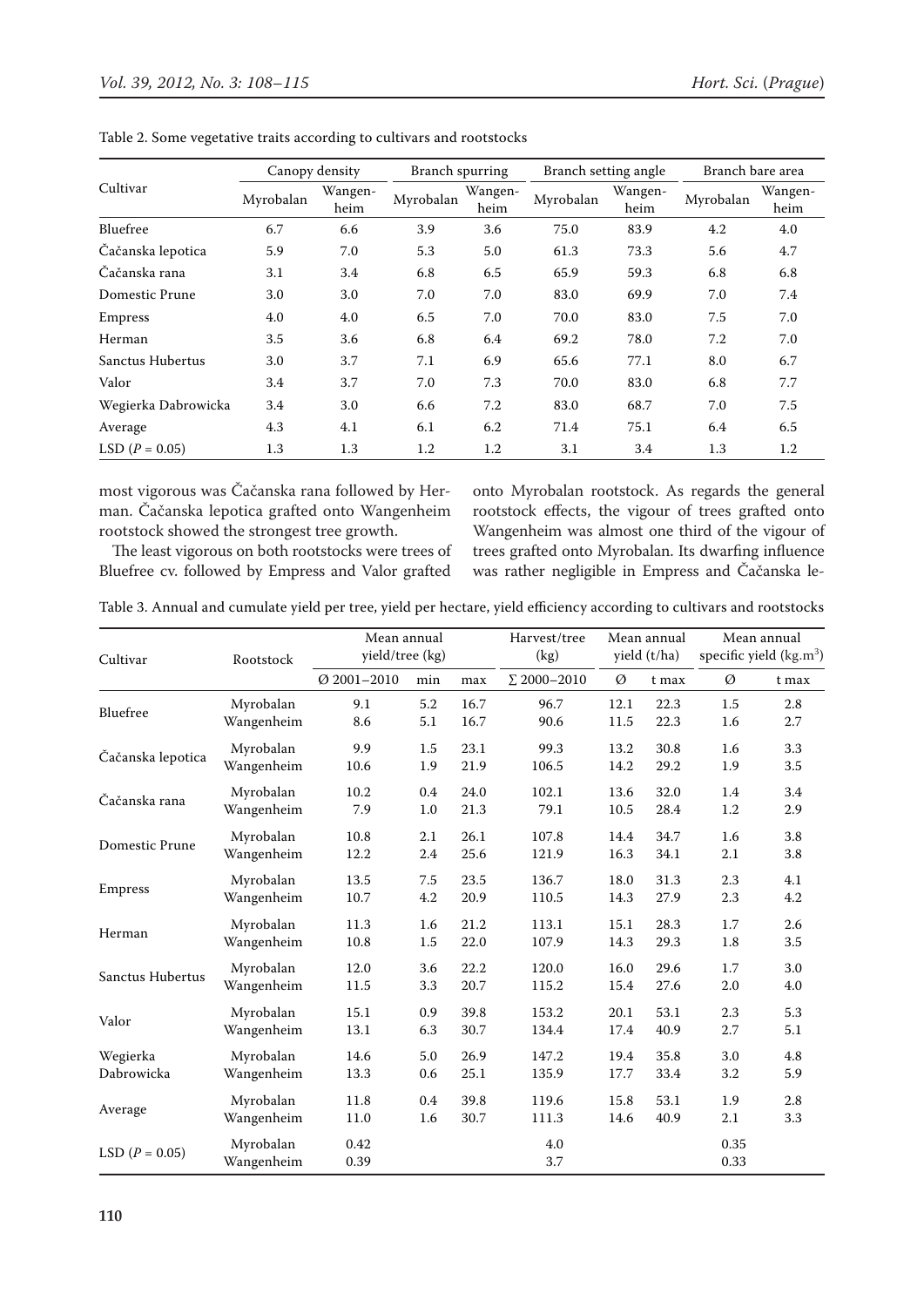Table 2. Some vegetative traits according to cultivars and rootstocks

| Cultivar | Canopy density | | Branch spurring | | Branch setting angle | | Branch bare area | |
|---|---|---|---|---|---|---|---|---|
| | Myrobalan | Wangenheim | Myrobalan | Wangenheim | Myrobalan | Wangenheim | Myrobalan | Wangenheim |
| Bluefree | 6.7 | 6.6 | 3.9 | 3.6 | 75.0 | 83.9 | 4.2 | 4.0 |
| Čačanska lepotica | 5.9 | 7.0 | 5.3 | 5.0 | 61.3 | 73.3 | 5.6 | 4.7 |
| Čačanska rana | 3.1 | 3.4 | 6.8 | 6.5 | 65.9 | 59.3 | 6.8 | 6.8 |
| Domestic Prune | 3.0 | 3.0 | 7.0 | 7.0 | 83.0 | 69.9 | 7.0 | 7.4 |
| Empress | 4.0 | 4.0 | 6.5 | 7.0 | 70.0 | 83.0 | 7.5 | 7.0 |
| Herman | 3.5 | 3.6 | 6.8 | 6.4 | 69.2 | 78.0 | 7.2 | 7.0 |
| Sanctus Hubertus | 3.0 | 3.7 | 7.1 | 6.9 | 65.6 | 77.1 | 8.0 | 6.7 |
| Valor | 3.4 | 3.7 | 7.0 | 7.3 | 70.0 | 83.0 | 6.8 | 7.7 |
| Wegierka Dabrowicka | 3.4 | 3.0 | 6.6 | 7.2 | 83.0 | 68.7 | 7.0 | 7.5 |
| Average | 4.3 | 4.1 | 6.1 | 6.2 | 71.4 | 75.1 | 6.4 | 6.5 |
| LSD ($P = 0.05$) | 1.3 | 1.3 | 1.2 | 1.2 | 3.1 | 3.4 | 1.3 | 1.2 |

most vigorous was Čačanska rana followed by Herman. Čačanska lepotica grafted onto Wangenheim rootstock showed the strongest tree growth.

The least vigorous on both rootstocks were trees of Bluefree cv. followed by Empress and Valor grafted onto Myrobalan rootstock. As regards the general rootstock effects, the vigour of trees grafted onto Wangenheim was almost one third of the vigour of trees grafted onto Myrobalan. Its dwarfing influence was rather negligible in Empress and Čačanska le-

Table 3. Annual and cumulate yield per tree, yield per hectare, yield efficiency according to cultivars and rootstocks

| Cultivar | Rootstock | Mean annual yield/tree (kg) | | | Harvest/tree (kg) | Mean annual yield (t/ha) | | Mean annual specific yield (kg.m$^3$) | |
|---|---|---|---|---|---|---|---|---|---|
| | | Ø 2001–2010 | min | max | ∑ 2000–2010 | Ø | t max | Ø | t max |
| Bluefree | Myrobalan | 9.1 | 5.2 | 16.7 | 96.7 | 12.1 | 22.3 | 1.5 | 2.8 |
| | Wangenheim | 8.6 | 5.1 | 16.7 | 90.6 | 11.5 | 22.3 | 1.6 | 2.7 |
| Čačanska lepotica | Myrobalan | 9.9 | 1.5 | 23.1 | 99.3 | 13.2 | 30.8 | 1.6 | 3.3 |
| | Wangenheim | 10.6 | 1.9 | 21.9 | 106.5 | 14.2 | 29.2 | 1.9 | 3.5 |
| Čačanska rana | Myrobalan | 10.2 | 0.4 | 24.0 | 102.1 | 13.6 | 32.0 | 1.4 | 3.4 |
| | Wangenheim | 7.9 | 1.0 | 21.3 | 79.1 | 10.5 | 28.4 | 1.2 | 2.9 |
| Domestic Prune | Myrobalan | 10.8 | 2.1 | 26.1 | 107.8 | 14.4 | 34.7 | 1.6 | 3.8 |
| | Wangenheim | 12.2 | 2.4 | 25.6 | 121.9 | 16.3 | 34.1 | 2.1 | 3.8 |
| Empress | Myrobalan | 13.5 | 7.5 | 23.5 | 136.7 | 18.0 | 31.3 | 2.3 | 4.1 |
| | Wangenheim | 10.7 | 4.2 | 20.9 | 110.5 | 14.3 | 27.9 | 2.3 | 4.2 |
| Herman | Myrobalan | 11.3 | 1.6 | 21.2 | 113.1 | 15.1 | 28.3 | 1.7 | 2.6 |
| | Wangenheim | 10.8 | 1.5 | 22.0 | 107.9 | 14.3 | 29.3 | 1.8 | 3.5 |
| Sanctus Hubertus | Myrobalan | 12.0 | 3.6 | 22.2 | 120.0 | 16.0 | 29.6 | 1.7 | 3.0 |
| | Wangenheim | 11.5 | 3.3 | 20.7 | 115.2 | 15.4 | 27.6 | 2.0 | 4.0 |
| Valor | Myrobalan | 15.1 | 0.9 | 39.8 | 153.2 | 20.1 | 53.1 | 2.3 | 5.3 |
| | Wangenheim | 13.1 | 6.3 | 30.7 | 134.4 | 17.4 | 40.9 | 2.7 | 5.1 |
| Wegierka Dabrowicka | Myrobalan | 14.6 | 5.0 | 26.9 | 147.2 | 19.4 | 35.8 | 3.0 | 4.8 |
| | Wangenheim | 13.3 | 0.6 | 25.1 | 135.9 | 17.7 | 33.4 | 3.2 | 5.9 |
| Average | Myrobalan | 11.8 | 0.4 | 39.8 | 119.6 | 15.8 | 53.1 | 1.9 | 2.8 |
| | Wangenheim | 11.0 | 1.6 | 30.7 | 111.3 | 14.6 | 40.9 | 2.1 | 3.3 |
| LSD ($P = 0.05$) | Myrobalan | 0.42 | | | 4.0 | | | 0.35 | |
| | Wangenheim | 0.39 | | | 3.7 | | | 0.33 | |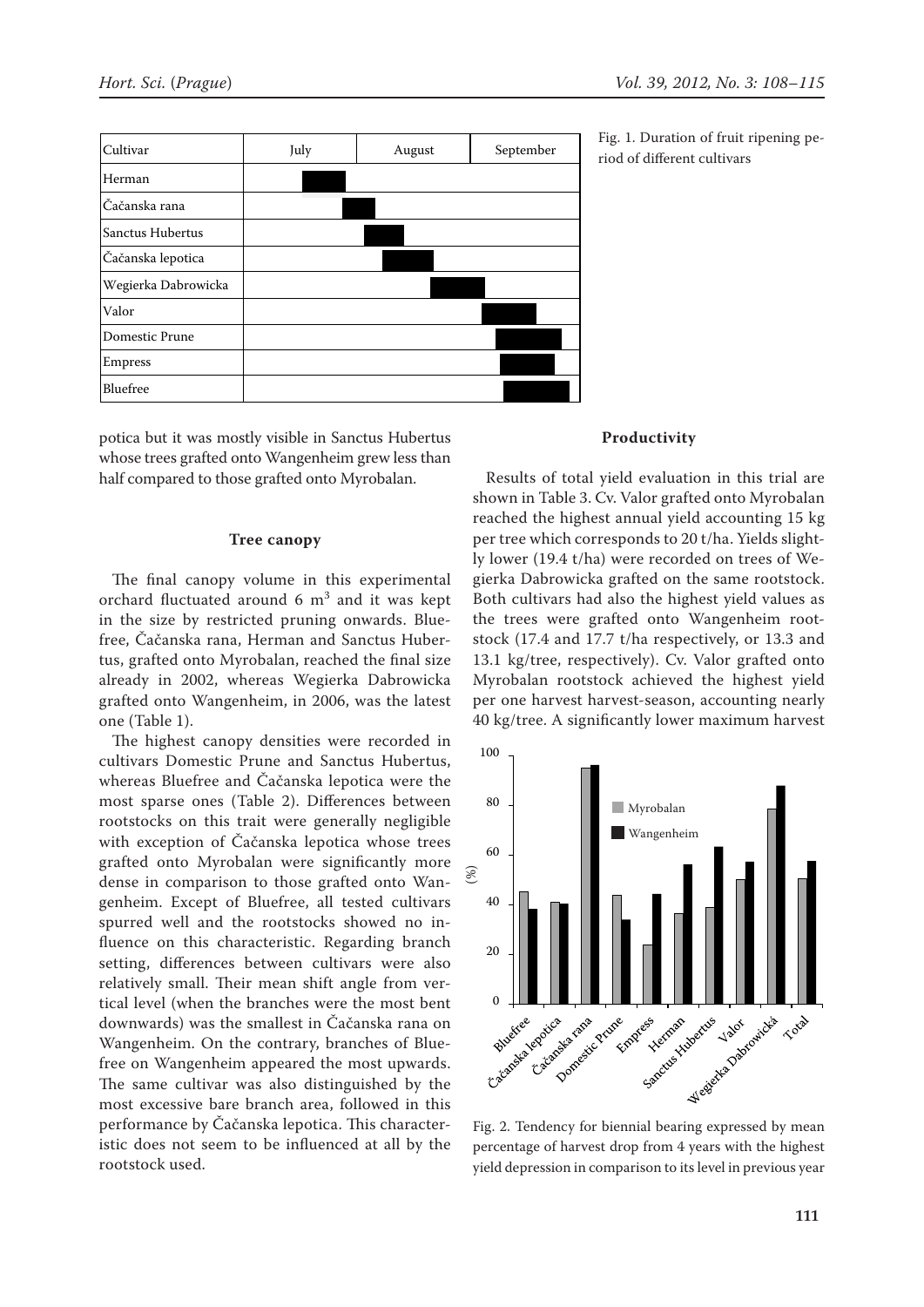Fig. 1. Duration of fruit ripening period of different cultivars

potica but it was mostly visible in Sanctus Hubertus whose trees grafted onto Wangenheim grew less than half compared to those grafted onto Myrobalan.

### Tree canopy

The final canopy volume in this experimental orchard fluctuated around 6 $m^3$ and it was kept in the size by restricted pruning onwards. Bluefree, Čačanska rana, Herman and Sanctus Hubertus, grafted onto Myrobalan, reached the final size already in 2002, whereas Wegierka Dabrowicka grafted onto Wangenheim, in 2006, was the latest one (Table 1).

The highest canopy densities were recorded in cultivars Domestic Prune and Sanctus Hubertus, whereas Bluefree and Čačanska lepotica were the most sparse ones (Table 2). Differences between rootstocks on this trait were generally negligible with exception of Čačanska lepotica whose trees grafted onto Myrobalan were significantly more dense in comparison to those grafted onto Wangenheim. Except of Bluefree, all tested cultivars spurred well and the rootstocks showed no influence on this characteristic. Regarding branch setting, differences between cultivars were also relatively small. Their mean shift angle from vertical level (when the branches were the most bent downwards) was the smallest in Čačanska rana on Wangenheim. On the contrary, branches of Bluefree on Wangenheim appeared the most upwards. The same cultivar was also distinguished by the most excessive bare branch area, followed in this performance by Čačanska lepotica. This characteristic does not seem to be influenced at all by the rootstock used.

### Productivity

Results of total yield evaluation in this trial are shown in Table 3. Cv. Valor grafted onto Myrobalan reached the highest annual yield accounting 15 kg per tree which corresponds to 20 t/ha. Yields slightly lower (19.4 t/ha) were recorded on trees of Wegierka Dabrowicka grafted on the same rootstock. Both cultivars had also the highest yield values as the trees were grafted onto Wangenheim rootstock (17.4 and 17.7 t/ha respectively, or 13.3 and 13.1 kg/tree, respectively). Cv. Valor grafted onto Myrobalan rootstock achieved the highest yield per one harvest harvest-season, accounting nearly 40 kg/tree. A significantly lower maximum harvest

Fig. 2. Tendency for biennial bearing expressed by mean percentage of harvest drop from 4 years with the highest yield depression in comparison to its level in previous year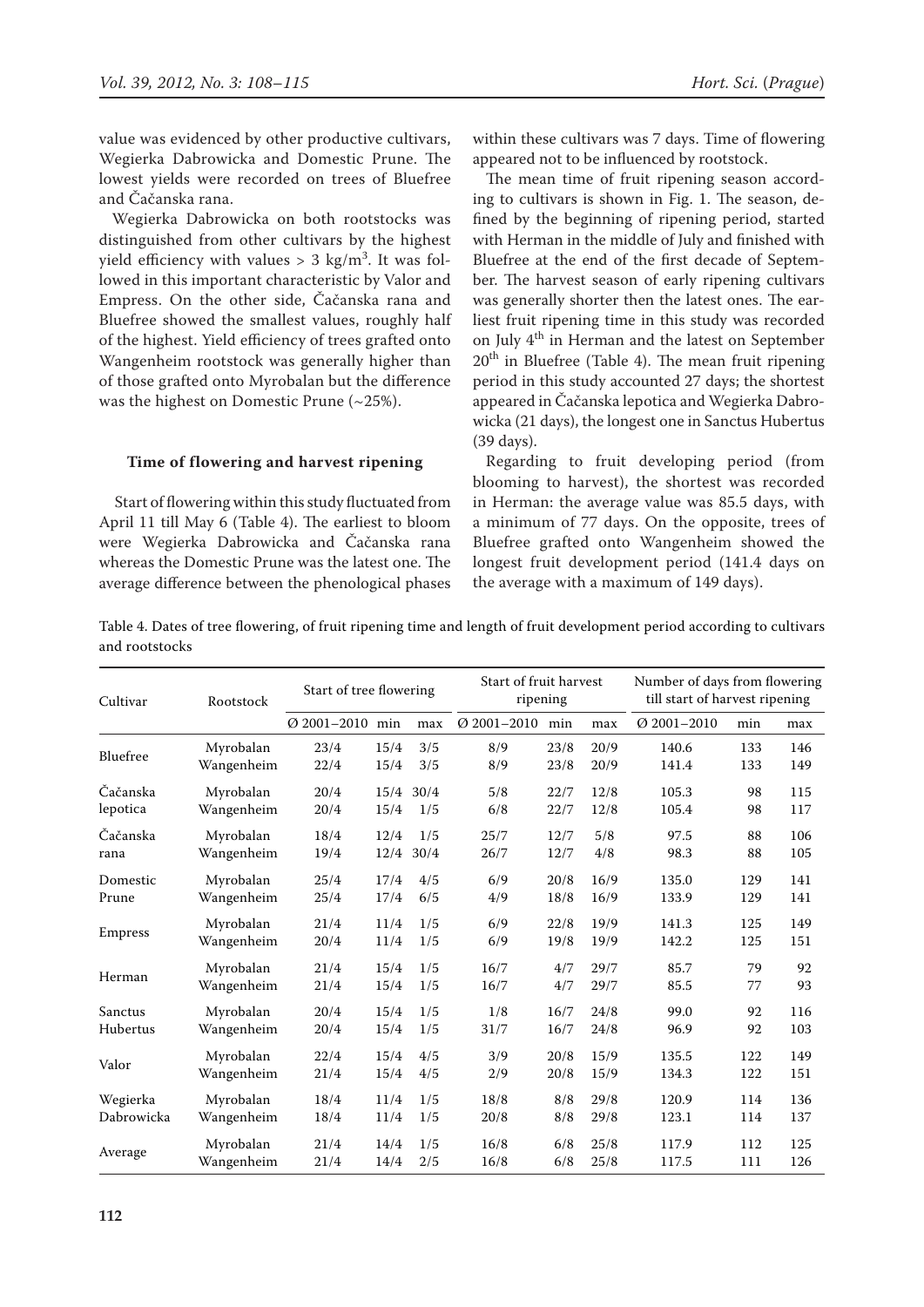value was evidenced by other productive cultivars, Wegierka Dabrowicka and Domestic Prune. The lowest yields were recorded on trees of Bluefree and Čačanska rana.

Wegierka Dabrowicka on both rootstocks was distinguished from other cultivars by the highest yield efficiency with values > 3 kg/m$^3$. It was followed in this important characteristic by Valor and Empress. On the other side, Čačanska rana and Bluefree showed the smallest values, roughly half of the highest. Yield efficiency of trees grafted onto Wangenheim rootstock was generally higher than of those grafted onto Myrobalan but the difference was the highest on Domestic Prune (~25%).

### Time of flowering and harvest ripening

Start of flowering within this study fluctuated from April 11 till May 6 (Table 4). The earliest to bloom were Wegierka Dabrowicka and Čačanska rana whereas the Domestic Prune was the latest one. The average difference between the phenological phases within these cultivars was 7 days. Time of flowering appeared not to be influenced by rootstock.

The mean time of fruit ripening season according to cultivars is shown in Fig. 1. The season, defined by the beginning of ripening period, started with Herman in the middle of July and finished with Bluefree at the end of the first decade of September. The harvest season of early ripening cultivars was generally shorter then the latest ones. The earliest fruit ripening time in this study was recorded on July 4[th] in Herman and the latest on September 20[th] in Bluefree (Table 4). The mean fruit ripening period in this study accounted 27 days; the shortest appeared in Čačanska lepotica and Wegierka Dabrowicka (21 days), the longest one in Sanctus Hubertus (39 days).

Regarding to fruit developing period (from blooming to harvest), the shortest was recorded in Herman: the average value was 85.5 days, with a minimum of 77 days. On the opposite, trees of Bluefree grafted onto Wangenheim showed the longest fruit development period (141.4 days on the average with a maximum of 149 days).

Table 4. Dates of tree flowering, of fruit ripening time and length of fruit development period according to cultivars and rootstocks

| Cultivar | Rootstock | Start of tree flowering | | | Start of fruit harvest ripening | | | Number of days from flowering till start of harvest ripening | | |
|---|---|---|---|---|---|---|---|---|---|---|
| | | Ø 2001–2010 | min | max | Ø 2001–2010 | min | max | Ø 2001–2010 | min | max |
| Bluefree | Myrobalan | 23/4 | 15/4 | 3/5 | 8/9 | 23/8 | 20/9 | 140.6 | 133 | 146 |
| | Wangenheim | 22/4 | 15/4 | 3/5 | 8/9 | 23/8 | 20/9 | 141.4 | 133 | 149 |
| Čačanska lepotica | Myrobalan | 20/4 | 15/4 | 30/4 | 5/8 | 22/7 | 12/8 | 105.3 | 98 | 115 |
| | Wangenheim | 20/4 | 15/4 | 1/5 | 6/8 | 22/7 | 12/8 | 105.4 | 98 | 117 |
| Čačanska rana | Myrobalan | 18/4 | 12/4 | 1/5 | 25/7 | 12/7 | 5/8 | 97.5 | 88 | 106 |
| | Wangenheim | 19/4 | 12/4 | 30/4 | 26/7 | 12/7 | 4/8 | 98.3 | 88 | 105 |
| Domestic Prune | Myrobalan | 25/4 | 17/4 | 4/5 | 6/9 | 20/8 | 16/9 | 135.0 | 129 | 141 |
| | Wangenheim | 25/4 | 17/4 | 6/5 | 4/9 | 18/8 | 16/9 | 133.9 | 129 | 141 |
| Empress | Myrobalan | 21/4 | 11/4 | 1/5 | 6/9 | 22/8 | 19/9 | 141.3 | 125 | 149 |
| | Wangenheim | 20/4 | 11/4 | 1/5 | 6/9 | 19/8 | 19/9 | 142.2 | 125 | 151 |
| Herman | Myrobalan | 21/4 | 15/4 | 1/5 | 16/7 | 4/7 | 29/7 | 85.7 | 79 | 92 |
| | Wangenheim | 21/4 | 15/4 | 1/5 | 16/7 | 4/7 | 29/7 | 85.5 | 77 | 93 |
| Sanctus Hubertus | Myrobalan | 20/4 | 15/4 | 1/5 | 1/8 | 16/7 | 24/8 | 99.0 | 92 | 116 |
| | Wangenheim | 20/4 | 15/4 | 1/5 | 31/7 | 16/7 | 24/8 | 96.9 | 92 | 103 |
| Valor | Myrobalan | 22/4 | 15/4 | 4/5 | 3/9 | 20/8 | 15/9 | 135.5 | 122 | 149 |
| | Wangenheim | 21/4 | 15/4 | 4/5 | 2/9 | 20/8 | 15/9 | 134.3 | 122 | 151 |
| Wegierka Dabrowicka | Myrobalan | 18/4 | 11/4 | 1/5 | 18/8 | 8/8 | 29/8 | 120.9 | 114 | 136 |
| | Wangenheim | 18/4 | 11/4 | 1/5 | 20/8 | 8/8 | 29/8 | 123.1 | 114 | 137 |
| Average | Myrobalan | 21/4 | 14/4 | 1/5 | 16/8 | 6/8 | 25/8 | 117.9 | 112 | 125 |
| | Wangenheim | 21/4 | 14/4 | 2/5 | 16/8 | 6/8 | 25/8 | 117.5 | 111 | 126 |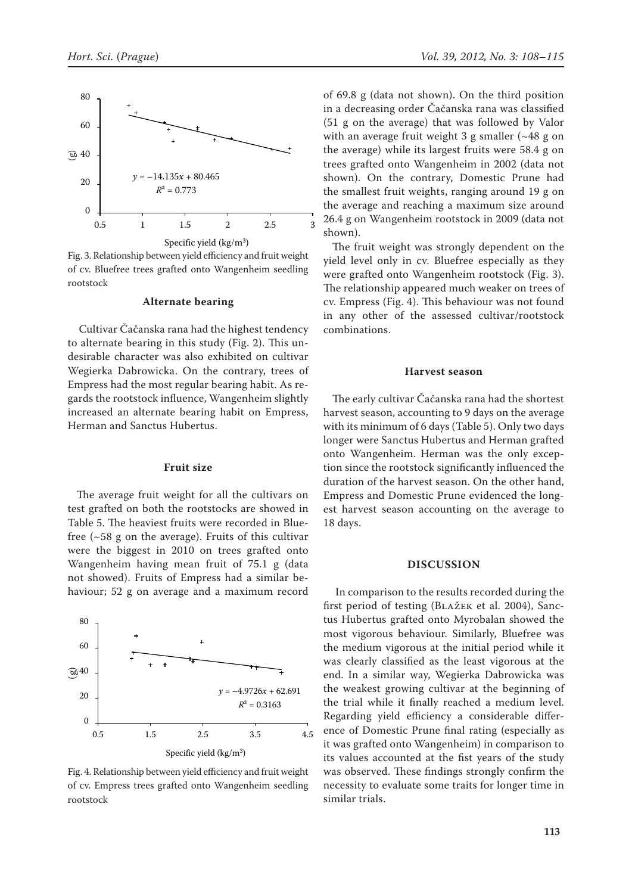Fig. 3. Relationship between yield efficiency and fruit weight of cv. Bluefree trees grafted onto Wangenheim seedling rootstock

### Alternate bearing

Cultivar Čačanska rana had the highest tendency to alternate bearing in this study (Fig. 2). This undesirable character was also exhibited on cultivar Wegierka Dabrowicka. On the contrary, trees of Empress had the most regular bearing habit. As regards the rootstock influence, Wangenheim slightly increased an alternate bearing habit on Empress, Herman and Sanctus Hubertus.

### Fruit size

The average fruit weight for all the cultivars on test grafted on both the rootstocks are showed in Table 5. The heaviest fruits were recorded in Bluefree (~58 g on the average). Fruits of this cultivar were the biggest in 2010 on trees grafted onto Wangenheim having mean fruit of 75.1 g (data not showed). Fruits of Empress had a similar behaviour; 52 g on average and a maximum record of 69.8 g (data not shown). On the third position in a decreasing order Čačanska rana was classified (51 g on the average) that was followed by Valor with an average fruit weight 3 g smaller (~48 g on the average) while its largest fruits were 58.4 g on trees grafted onto Wangenheim in 2002 (data not shown). On the contrary, Domestic Prune had the smallest fruit weights, ranging around 19 g on the average and reaching a maximum size around 26.4 g on Wangenheim rootstock in 2009 (data not shown).

The fruit weight was strongly dependent on the yield level only in cv. Bluefree especially as they were grafted onto Wangenheim rootstock (Fig. 3). The relationship appeared much weaker on trees of cv. Empress (Fig. 4). This behaviour was not found in any other of the assessed cultivar/rootstock combinations.

Fig. 4. Relationship between yield efficiency and fruit weight of cv. Empress trees grafted onto Wangenheim seedling rootstock

### Harvest season

The early cultivar Čačanska rana had the shortest harvest season, accounting to 9 days on the average with its minimum of 6 days (Table 5). Only two days longer were Sanctus Hubertus and Herman grafted onto Wangenheim. Herman was the only exception since the rootstock significantly influenced the duration of the harvest season. On the other hand, Empress and Domestic Prune evidenced the longest harvest season accounting on the average to 18 days.

## DISCUSSION

In comparison to the results recorded during the first period of testing (Blažek et al. 2004), Sanctus Hubertus grafted onto Myrobalan showed the most vigorous behaviour. Similarly, Bluefree was the medium vigorous at the initial period while it was clearly classified as the least vigorous at the end. In a similar way, Wegierka Dabrowicka was the weakest growing cultivar at the beginning of the trial while it finally reached a medium level. Regarding yield efficiency a considerable difference of Domestic Prune final rating (especially as it was grafted onto Wangenheim) in comparison to its values accounted at the fist years of the study was observed. These findings strongly confirm the necessity to evaluate some traits for longer time in similar trials.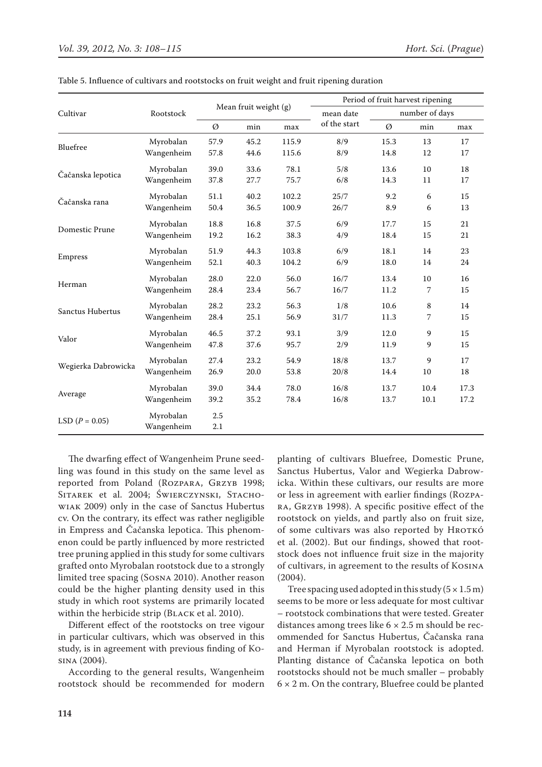Table 5. Influence of cultivars and rootstocks on fruit weight and fruit ripening duration

| Cultivar | Rootstock | Mean fruit weight (g) | | | Period of fruit harvest ripening | | | |
|---|---|---|---|---|---|---|---|---|
| | | | | | mean date of the start | number of days | | |
| | | Ø | min | max | | Ø | min | max |
| Bluefree | Myrobalan | 57.9 | 45.2 | 115.9 | 8/9 | 15.3 | 13 | 17 |
| | Wangenheim | 57.8 | 44.6 | 115.6 | 8/9 | 14.8 | 12 | 17 |
| Čačanska lepotica | Myrobalan | 39.0 | 33.6 | 78.1 | 5/8 | 13.6 | 10 | 18 |
| | Wangenheim | 37.8 | 27.7 | 75.7 | 6/8 | 14.3 | 11 | 17 |
| Čačanska rana | Myrobalan | 51.1 | 40.2 | 102.2 | 25/7 | 9.2 | 6 | 15 |
| | Wangenheim | 50.4 | 36.5 | 100.9 | 26/7 | 8.9 | 6 | 13 |
| Domestic Prune | Myrobalan | 18.8 | 16.8 | 37.5 | 6/9 | 17.7 | 15 | 21 |
| | Wangenheim | 19.2 | 16.2 | 38.3 | 4/9 | 18.4 | 15 | 21 |
| Empress | Myrobalan | 51.9 | 44.3 | 103.8 | 6/9 | 18.1 | 14 | 23 |
| | Wangenheim | 52.1 | 40.3 | 104.2 | 6/9 | 18.0 | 14 | 24 |
| Herman | Myrobalan | 28.0 | 22.0 | 56.0 | 16/7 | 13.4 | 10 | 16 |
| | Wangenheim | 28.4 | 23.4 | 56.7 | 16/7 | 11.2 | 7 | 15 |
| Sanctus Hubertus | Myrobalan | 28.2 | 23.2 | 56.3 | 1/8 | 10.6 | 8 | 14 |
| | Wangenheim | 28.4 | 25.1 | 56.9 | 31/7 | 11.3 | 7 | 15 |
| Valor | Myrobalan | 46.5 | 37.2 | 93.1 | 3/9 | 12.0 | 9 | 15 |
| | Wangenheim | 47.8 | 37.6 | 95.7 | 2/9 | 11.9 | 9 | 15 |
| Wegierka Dabrowicka | Myrobalan | 27.4 | 23.2 | 54.9 | 18/8 | 13.7 | 9 | 17 |
| | Wangenheim | 26.9 | 20.0 | 53.8 | 20/8 | 14.4 | 10 | 18 |
| Average | Myrobalan | 39.0 | 34.4 | 78.0 | 16/8 | 13.7 | 10.4 | 17.3 |
| | Wangenheim | 39.2 | 35.2 | 78.4 | 16/8 | 13.7 | 10.1 | 17.2 |
| LSD ($P = 0.05$) | Myrobalan | 2.5 | | | | | | |
| | Wangenheim | 2.1 | | | | | | |

The dwarfing effect of Wangenheim Prune seedling was found in this study on the same level as reported from Poland (Rozpara, Grzyb 1998; Sitarek et al. 2004; Świerczynski, Stachowiak 2009) only in the case of Sanctus Hubertus cv. On the contrary, its effect was rather negligible in Empress and Čačanska lepotica. This phenomenon could be partly influenced by more restricted tree pruning applied in this study for some cultivars grafted onto Myrobalan rootstock due to a strongly limited tree spacing (Sosna 2010). Another reason could be the higher planting density used in this study in which root systems are primarily located within the herbicide strip (Black et al. 2010).

Different effect of the rootstocks on tree vigour in particular cultivars, which was observed in this study, is in agreement with previous finding of Kosina (2004).

According to the general results, Wangenheim rootstock should be recommended for modern planting of cultivars Bluefree, Domestic Prune, Sanctus Hubertus, Valor and Wegierka Dabrowicka. Within these cultivars, our results are more or less in agreement with earlier findings (Rozpara, Grzyb 1998). A specific positive effect of the rootstock on yields, and partly also on fruit size, of some cultivars was also reported by Hrotkó et al. (2002). But our findings, showed that rootstock does not influence fruit size in the majority of cultivars, in agreement to the results of Kosina (2004).

Tree spacing used adopted in this study (5 × 1.5 m) seems to be more or less adequate for most cultivar – rootstock combinations that were tested. Greater distances among trees like 6 × 2.5 m should be recommended for Sanctus Hubertus, Čačanska rana and Herman if Myrobalan rootstock is adopted. Planting distance of Čačanska lepotica on both rootstocks should not be much smaller – probably 6 × 2 m. On the contrary, Bluefree could be planted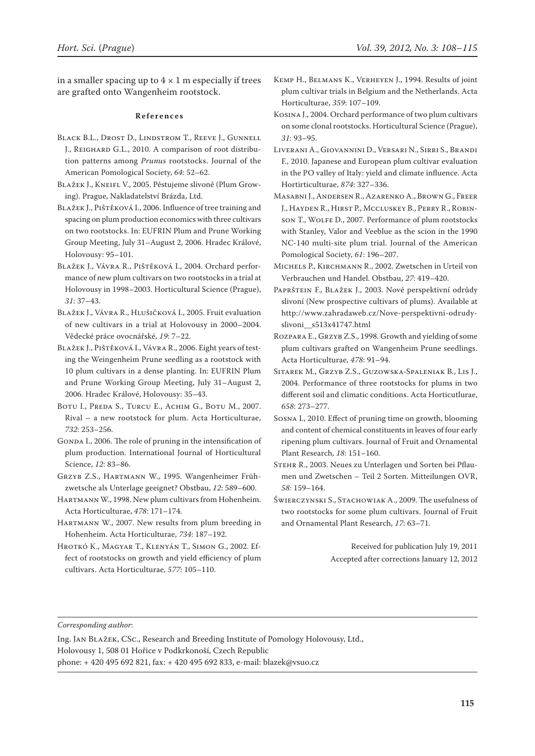in a smaller spacing up to 4 × 1 m especially if trees are grafted onto Wangenheim rootstock.

**References**

Black B.L., Drost D., Lindstrom T., Reeve J., Gunnell J., Reighard G.L., 2010. A comparison of root distribution patterns among *Prunus* rootstocks. Journal of the American Pomological Society, *64*: 52–62.

Blažek J., Kneifl V., 2005. Pěstujeme slivoně (Plum Growing). Prague, Nakladatelství Brázda, Ltd.

Blažek J., Pištěková I., 2006. Influence of tree training and spacing on plum production economics with three cultivars on two rootstocks. In: EUFRIN Plum and Prune Working Group Meeting, July 31–August 2, 2006. Hradec Králové, Holovousy: 95–101.

Blažek J., Vávra R., Pištěková I., 2004. Orchard performance of new plum cultivars on two rootstocks in a trial at Holovousy in 1998–2003. Horticultural Science (Prague), *31*: 37–43.

Blažek J., Vávra R., Hlušičková I., 2005. Fruit evaluation of new cultivars in a trial at Holovousy in 2000–2004. Vědecké práce ovocnářské, *19*: 7–22.

Blažek J., Pištěková I., Vávra R., 2006. Eight years of testing the Weingenheim Prune seedling as a rootstock with 10 plum cultivars in a dense planting. In: EUFRIN Plum and Prune Working Group Meeting, July 31–August 2, 2006. Hradec Králové, Holovousy: 35–43.

Botu I., Preda S., Turcu E., Achim G., Botu M., 2007. Rival – a new rootstock for plum. Acta Horticulturae, *732*: 253–256.

Gonda I., 2006. The role of pruning in the intensification of plum production. International Journal of Horticultural Science, *12*: 83–86.

Grzyb Z.S., Hartmann W., 1995. Wangenheimer Frühzwetsche als Unterlage geeignet? Obstbau, *12*: 589–600.

Hartmann W., 1998. New plum cultivars from Hohenheim. Acta Horticulturae, *478*: 171–174.

Hartmann W., 2007. New results from plum breeding in Hohenheim. Acta Horticulturae, *734*: 187–192.

Hrotkó K., Magyar T., Klenyán T., Simon G., 2002. Effect of rootstocks on growth and yield efficiency of plum cultivars. Acta Horticulturae, *577*: 105–110.

Kemp H., Belmans K., Verheyen J., 1994. Results of joint plum cultivar trials in Belgium and the Netherlands. Acta Horticulturae, *359*: 107–109.

Kosina J., 2004. Orchard performance of two plum cultivars on some clonal rootstocks. Horticultural Science (Prague), *31*: 93–95.

Liverani A., Giovannini D., Versari N., Sirri S., Brandi F., 2010. Japanese and European plum cultivar evaluation in the PO valley of Italy: yield and climate influence. Acta Hortirticulturae, *874*: 327–336.

Masabni J., Andersen R., Azarenko A., Brown G., Freer J., Hayden R., Hirst P., Mccluskey B., Perry R., Robinson T., Wolfe D., 2007. Performance of plum rootstocks with Stanley, Valor and Veeblue as the scion in the 1990 NC-140 multi-site plum trial. Journal of the American Pomological Society, *61*: 196–207.

Michels P., Kirchmann R., 2002. Zwetschen in Urteil von Verbrauchen und Handel. Obstbau, *27*: 419–420.

Paprštein F., Blažek J., 2003. Nové perspektivní odrůdy slivoní (New prospective cultivars of plums). Available at http://www.zahradaweb.cz/Nove-perspektivni-odrudy-slivoni__s513x41747.html

Rozpara E., Grzyb Z.S., 1998. Growth and yielding of some plum cultivars grafted on Wangenheim Prune seedlings. Acta Horticulturae, *478*: 91–94.

Sitarek M., Grzyb Z.S., Guzowska-Spaleniak B., Lis J., 2004. Performance of three rootstocks for plums in two different soil and climatic conditions. Acta Horticutlurae, *658*: 273–277.

Sosna I., 2010. Effect of pruning time on growth, blooming and content of chemical constituents in leaves of four early ripening plum cultivars. Journal of Fruit and Ornamental Plant Research, *18*: 151–160.

Stehr R., 2003. Neues zu Unterlagen und Sorten bei Pflaumen und Zwetschen – Teil 2 Sorten. Mitteilungen OVR, *58*: 159–164.

Świerczynski S., Stachowiak A., 2009. The usefulness of two rootstocks for some plum cultivars. Journal of Fruit and Ornamental Plant Research, *17*: 63–71.

Received for publication July 19, 2011
Accepted after corrections January 12, 2012

*Corresponding author*:

Ing. Jan Blažek, CSc., Research and Breeding Institute of Pomology Holovousy, Ltd., Holovousy 1, 508 01 Hořice v Podkrkonoší, Czech Republic
phone: + 420 495 692 821, fax: + 420 495 692 833, e-mail: blazek@vsuo.cz